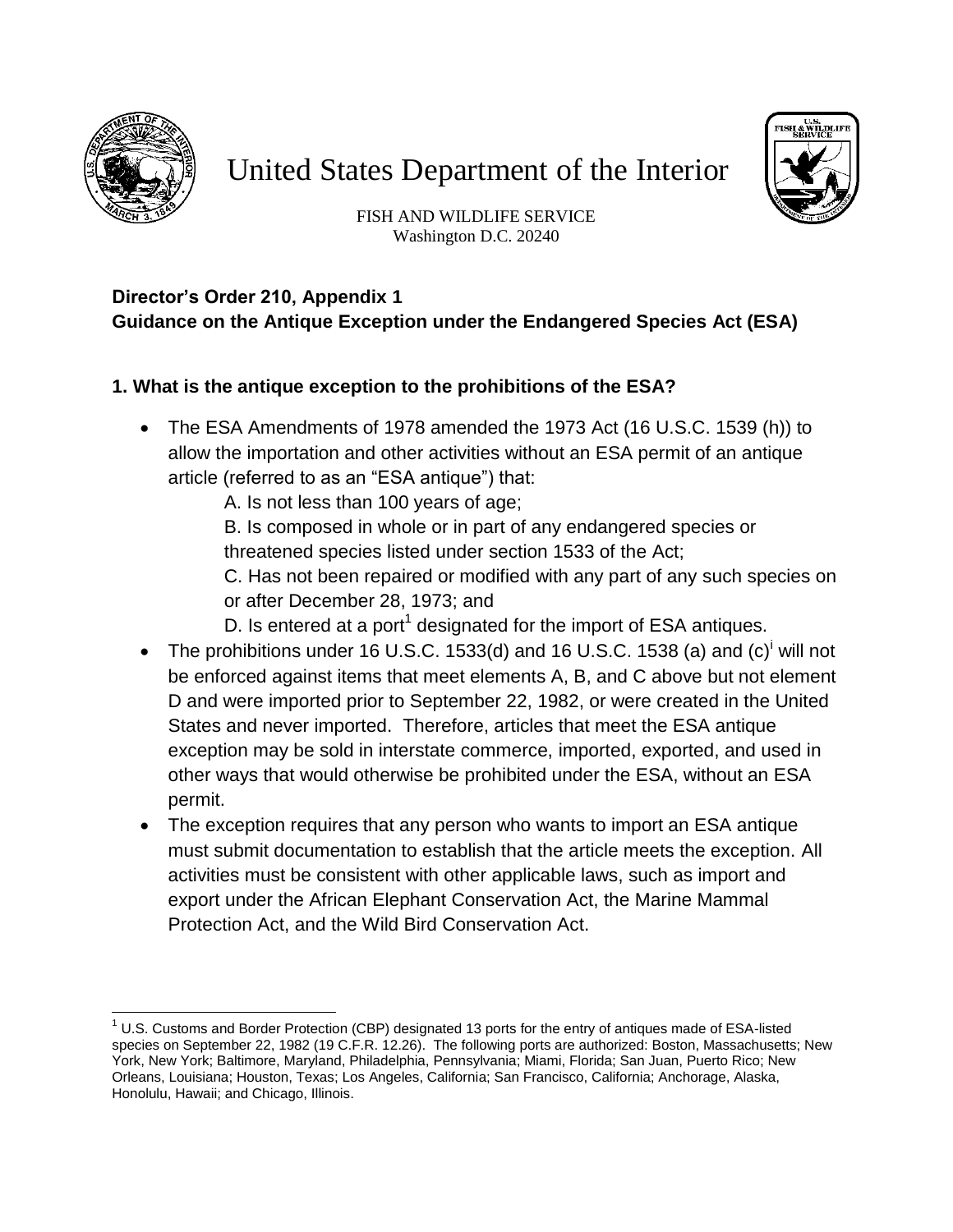# United States Department of the Interior

FISH AND WILDLIFE SERVICE
Washington D.C. 20240

**Director's Order 210, Appendix 1**
**Guidance on the Antique Exception under the Endangered Species Act (ESA)**

## 1. What is the antique exception to the prohibitions of the ESA?

- The ESA Amendments of 1978 amended the 1973 Act (16 U.S.C. 1539 (h)) to allow the importation and other activities without an ESA permit of an antique article (referred to as an "ESA antique") that:

  A. Is not less than 100 years of age;

  B. Is composed in whole or in part of any endangered species or threatened species listed under section 1533 of the Act;

  C. Has not been repaired or modified with any part of any such species on or after December 28, 1973; and

  D. Is entered at a port[1] designated for the import of ESA antiques.

- The prohibitions under 16 U.S.C. 1533(d) and 16 U.S.C. 1538 (a) and (c)[i] will not be enforced against items that meet elements A, B, and C above but not element D and were imported prior to September 22, 1982, or were created in the United States and never imported. Therefore, articles that meet the ESA antique exception may be sold in interstate commerce, imported, exported, and used in other ways that would otherwise be prohibited under the ESA, without an ESA permit.
- The exception requires that any person who wants to import an ESA antique must submit documentation to establish that the article meets the exception. All activities must be consistent with other applicable laws, such as import and export under the African Elephant Conservation Act, the Marine Mammal Protection Act, and the Wild Bird Conservation Act.

---

[1] U.S. Customs and Border Protection (CBP) designated 13 ports for the entry of antiques made of ESA-listed species on September 22, 1982 (19 C.F.R. 12.26). The following ports are authorized: Boston, Massachusetts; New York, New York; Baltimore, Maryland, Philadelphia, Pennsylvania; Miami, Florida; San Juan, Puerto Rico; New Orleans, Louisiana; Houston, Texas; Los Angeles, California; San Francisco, California; Anchorage, Alaska, Honolulu, Hawaii; and Chicago, Illinois.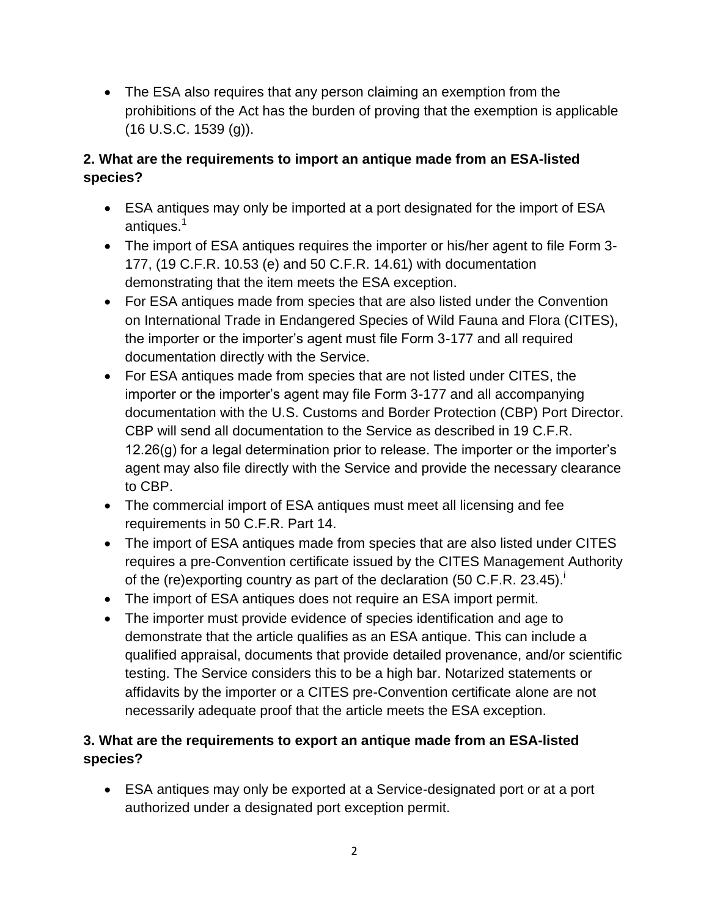- The ESA also requires that any person claiming an exemption from the prohibitions of the Act has the burden of proving that the exemption is applicable (16 U.S.C. 1539 (g)).

**2. What are the requirements to import an antique made from an ESA-listed species?**

- ESA antiques may only be imported at a port designated for the import of ESA antiques.[1]
- The import of ESA antiques requires the importer or his/her agent to file Form 3-177, (19 C.F.R. 10.53 (e) and 50 C.F.R. 14.61) with documentation demonstrating that the item meets the ESA exception.
- For ESA antiques made from species that are also listed under the Convention on International Trade in Endangered Species of Wild Fauna and Flora (CITES), the importer or the importer's agent must file Form 3-177 and all required documentation directly with the Service.
- For ESA antiques made from species that are not listed under CITES, the importer or the importer's agent may file Form 3-177 and all accompanying documentation with the U.S. Customs and Border Protection (CBP) Port Director. CBP will send all documentation to the Service as described in 19 C.F.R. 12.26(g) for a legal determination prior to release. The importer or the importer's agent may also file directly with the Service and provide the necessary clearance to CBP.
- The commercial import of ESA antiques must meet all licensing and fee requirements in 50 C.F.R. Part 14.
- The import of ESA antiques made from species that are also listed under CITES requires a pre-Convention certificate issued by the CITES Management Authority of the (re)exporting country as part of the declaration (50 C.F.R. 23.45).[i]
- The import of ESA antiques does not require an ESA import permit.
- The importer must provide evidence of species identification and age to demonstrate that the article qualifies as an ESA antique. This can include a qualified appraisal, documents that provide detailed provenance, and/or scientific testing. The Service considers this to be a high bar. Notarized statements or affidavits by the importer or a CITES pre-Convention certificate alone are not necessarily adequate proof that the article meets the ESA exception.

**3. What are the requirements to export an antique made from an ESA-listed species?**

- ESA antiques may only be exported at a Service-designated port or at a port authorized under a designated port exception permit.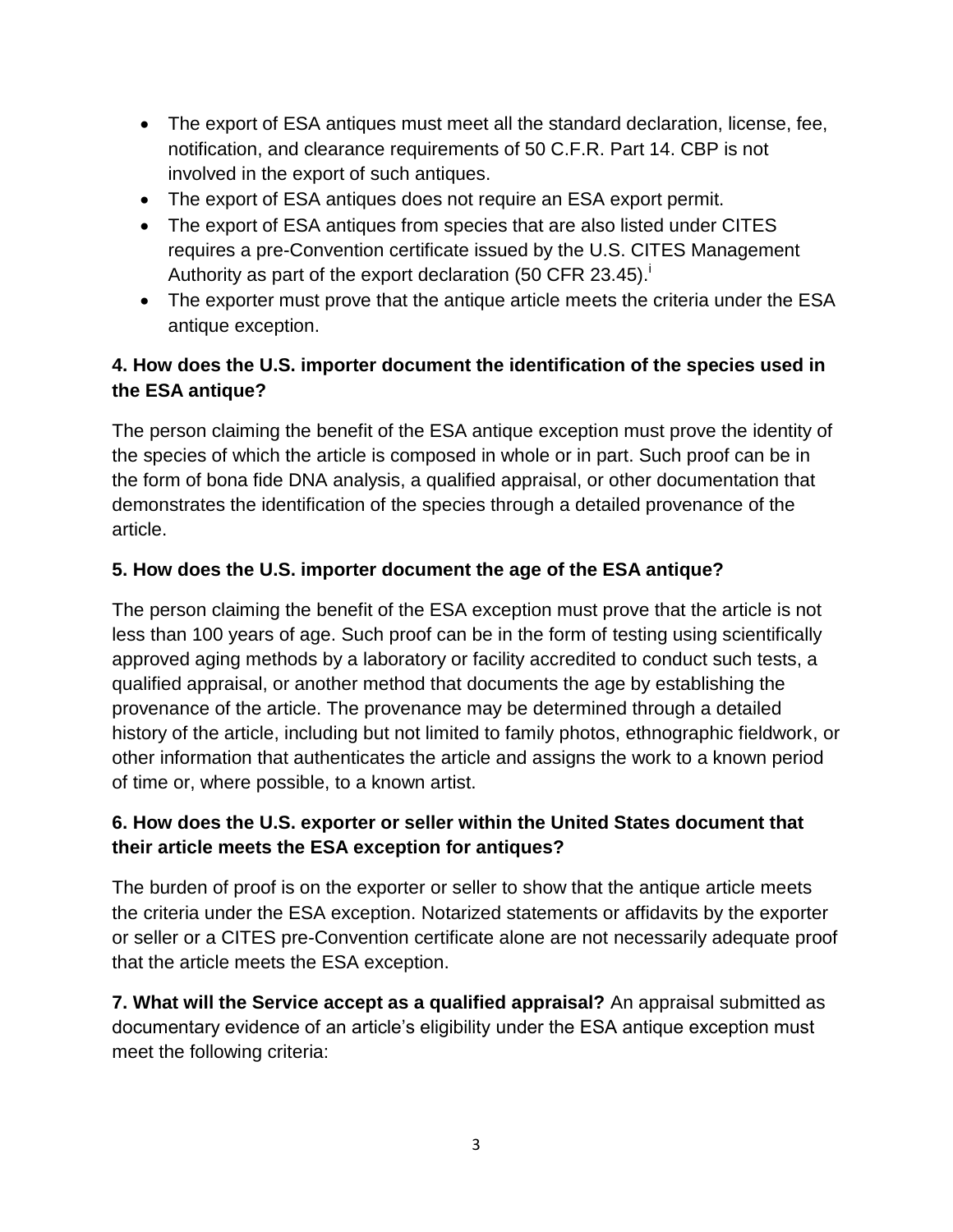- The export of ESA antiques must meet all the standard declaration, license, fee, notification, and clearance requirements of 50 C.F.R. Part 14. CBP is not involved in the export of such antiques.
- The export of ESA antiques does not require an ESA export permit.
- The export of ESA antiques from species that are also listed under CITES requires a pre-Convention certificate issued by the U.S. CITES Management Authority as part of the export declaration (50 CFR 23.45).[i]
- The exporter must prove that the antique article meets the criteria under the ESA antique exception.

**4. How does the U.S. importer document the identification of the species used in the ESA antique?**

The person claiming the benefit of the ESA antique exception must prove the identity of the species of which the article is composed in whole or in part. Such proof can be in the form of bona fide DNA analysis, a qualified appraisal, or other documentation that demonstrates the identification of the species through a detailed provenance of the article.

**5. How does the U.S. importer document the age of the ESA antique?**

The person claiming the benefit of the ESA exception must prove that the article is not less than 100 years of age. Such proof can be in the form of testing using scientifically approved aging methods by a laboratory or facility accredited to conduct such tests, a qualified appraisal, or another method that documents the age by establishing the provenance of the article. The provenance may be determined through a detailed history of the article, including but not limited to family photos, ethnographic fieldwork, or other information that authenticates the article and assigns the work to a known period of time or, where possible, to a known artist.

**6. How does the U.S. exporter or seller within the United States document that their article meets the ESA exception for antiques?**

The burden of proof is on the exporter or seller to show that the antique article meets the criteria under the ESA exception. Notarized statements or affidavits by the exporter or seller or a CITES pre-Convention certificate alone are not necessarily adequate proof that the article meets the ESA exception.

**7. What will the Service accept as a qualified appraisal?** An appraisal submitted as documentary evidence of an article's eligibility under the ESA antique exception must meet the following criteria: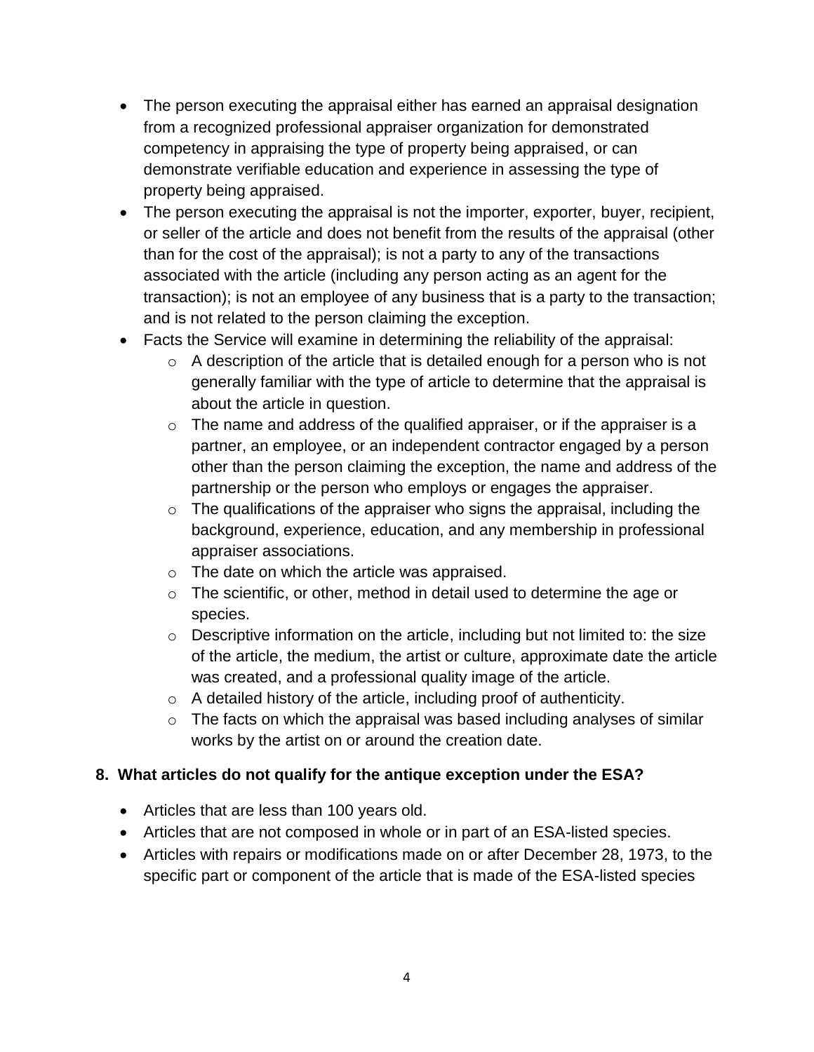- The person executing the appraisal either has earned an appraisal designation from a recognized professional appraiser organization for demonstrated competency in appraising the type of property being appraised, or can demonstrate verifiable education and experience in assessing the type of property being appraised.
- The person executing the appraisal is not the importer, exporter, buyer, recipient, or seller of the article and does not benefit from the results of the appraisal (other than for the cost of the appraisal); is not a party to any of the transactions associated with the article (including any person acting as an agent for the transaction); is not an employee of any business that is a party to the transaction; and is not related to the person claiming the exception.
- Facts the Service will examine in determining the reliability of the appraisal:
  - A description of the article that is detailed enough for a person who is not generally familiar with the type of article to determine that the appraisal is about the article in question.
  - The name and address of the qualified appraiser, or if the appraiser is a partner, an employee, or an independent contractor engaged by a person other than the person claiming the exception, the name and address of the partnership or the person who employs or engages the appraiser.
  - The qualifications of the appraiser who signs the appraisal, including the background, experience, education, and any membership in professional appraiser associations.
  - The date on which the article was appraised.
  - The scientific, or other, method in detail used to determine the age or species.
  - Descriptive information on the article, including but not limited to: the size of the article, the medium, the artist or culture, approximate date the article was created, and a professional quality image of the article.
  - A detailed history of the article, including proof of authenticity.
  - The facts on which the appraisal was based including analyses of similar works by the artist on or around the creation date.

### 8. What articles do not qualify for the antique exception under the ESA?

- Articles that are less than 100 years old.
- Articles that are not composed in whole or in part of an ESA-listed species.
- Articles with repairs or modifications made on or after December 28, 1973, to the specific part or component of the article that is made of the ESA-listed species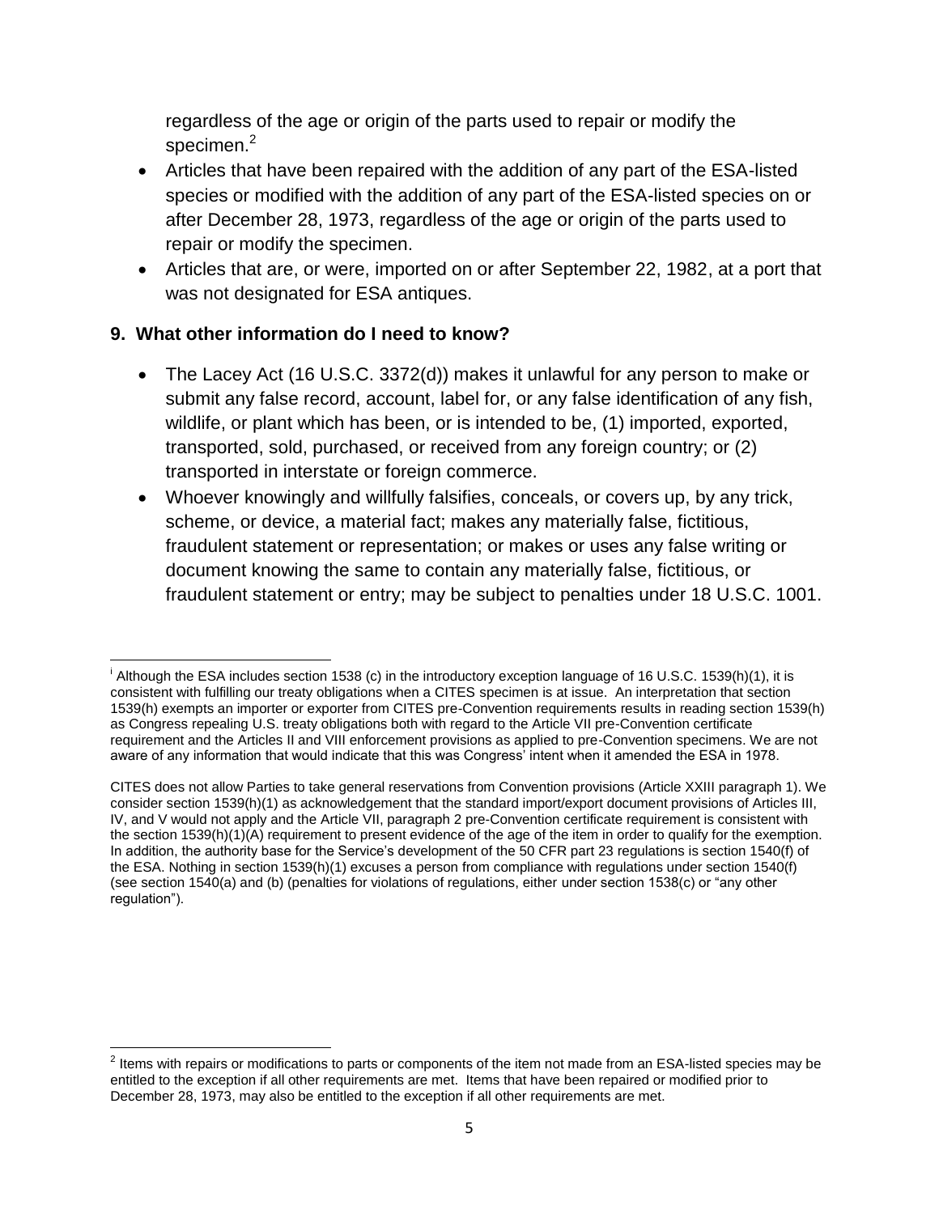regardless of the age or origin of the parts used to repair or modify the specimen.[2]

- Articles that have been repaired with the addition of any part of the ESA-listed species or modified with the addition of any part of the ESA-listed species on or after December 28, 1973, regardless of the age or origin of the parts used to repair or modify the specimen.
- Articles that are, or were, imported on or after September 22, 1982, at a port that was not designated for ESA antiques.

## 9. What other information do I need to know?

- The Lacey Act (16 U.S.C. 3372(d)) makes it unlawful for any person to make or submit any false record, account, label for, or any false identification of any fish, wildlife, or plant which has been, or is intended to be, (1) imported, exported, transported, sold, purchased, or received from any foreign country; or (2) transported in interstate or foreign commerce.
- Whoever knowingly and willfully falsifies, conceals, or covers up, by any trick, scheme, or device, a material fact; makes any materially false, fictitious, fraudulent statement or representation; or makes or uses any false writing or document knowing the same to contain any materially false, fictitious, or fraudulent statement or entry; may be subject to penalties under 18 U.S.C. 1001.

---

[i] Although the ESA includes section 1538 (c) in the introductory exception language of 16 U.S.C. 1539(h)(1), it is consistent with fulfilling our treaty obligations when a CITES specimen is at issue. An interpretation that section 1539(h) exempts an importer or exporter from CITES pre-Convention requirements results in reading section 1539(h) as Congress repealing U.S. treaty obligations both with regard to the Article VII pre-Convention certificate requirement and the Articles II and VIII enforcement provisions as applied to pre-Convention specimens. We are not aware of any information that would indicate that this was Congress' intent when it amended the ESA in 1978.

CITES does not allow Parties to take general reservations from Convention provisions (Article XXIII paragraph 1). We consider section 1539(h)(1) as acknowledgement that the standard import/export document provisions of Articles III, IV, and V would not apply and the Article VII, paragraph 2 pre-Convention certificate requirement is consistent with the section 1539(h)(1)(A) requirement to present evidence of the age of the item in order to qualify for the exemption. In addition, the authority base for the Service's development of the 50 CFR part 23 regulations is section 1540(f) of the ESA. Nothing in section 1539(h)(1) excuses a person from compliance with regulations under section 1540(f) (see section 1540(a) and (b) (penalties for violations of regulations, either under section 1538(c) or "any other regulation").

[2] Items with repairs or modifications to parts or components of the item not made from an ESA-listed species may be entitled to the exception if all other requirements are met. Items that have been repaired or modified prior to December 28, 1973, may also be entitled to the exception if all other requirements are met.